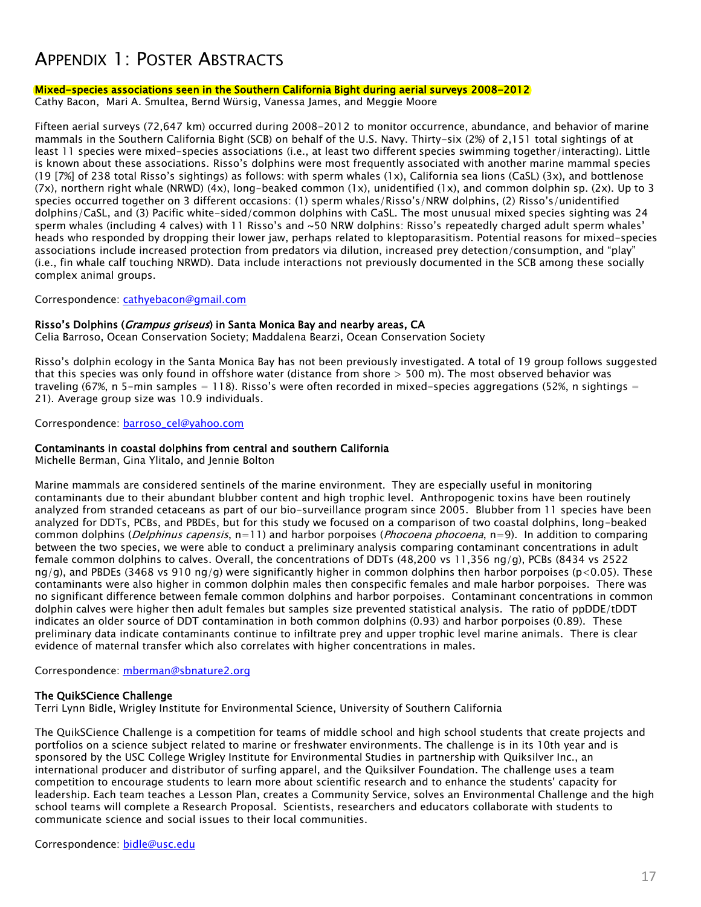# Appendix 1: Poster Abstracts

**Mixed-species associations seen in the Southern California Bight during aerial surveys 2008-2012**

Cathy Bacon, Mari A. Smultea, Bernd Würsig, Vanessa James, and Meggie Moore

Fifteen aerial surveys (72,647 km) occurred during 2008-2012 to monitor occurrence, abundance, and behavior of marine mammals in the Southern California Bight (SCB) on behalf of the U.S. Navy. Thirty-six (2%) of 2,151 total sightings of at least 11 species were mixed-species associations (i.e., at least two different species swimming together/interacting). Little is known about these associations. Risso's dolphins were most frequently associated with another marine mammal species (19 [7%] of 238 total Risso's sightings) as follows: with sperm whales (1x), California sea lions (CaSL) (3x), and bottlenose (7x), northern right whale (NRWD) (4x), long-beaked common (1x), unidentified (1x), and common dolphin sp. (2x). Up to 3 species occurred together on 3 different occasions: (1) sperm whales/Risso's/NRW dolphins, (2) Risso's/unidentified dolphins/CaSL, and (3) Pacific white-sided/common dolphins with CaSL. The most unusual mixed species sighting was 24 sperm whales (including 4 calves) with 11 Risso's and ~50 NRW dolphins: Risso's repeatedly charged adult sperm whales' heads who responded by dropping their lower jaw, perhaps related to kleptoparasitism. Potential reasons for mixed-species associations include increased protection from predators via dilution, increased prey detection/consumption, and "play" (i.e., fin whale calf touching NRWD). Data include interactions not previously documented in the SCB among these socially complex animal groups.

Correspondence: cathyebacon@gmail.com

**Risso's Dolphins (*Grampus griseus*) in Santa Monica Bay and nearby areas, CA**

Celia Barroso, Ocean Conservation Society; Maddalena Bearzi, Ocean Conservation Society

Risso's dolphin ecology in the Santa Monica Bay has not been previously investigated. A total of 19 group follows suggested that this species was only found in offshore water (distance from shore > 500 m). The most observed behavior was traveling (67%, n 5-min samples = 118). Risso's were often recorded in mixed-species aggregations (52%, n sightings = 21). Average group size was 10.9 individuals.

Correspondence: barroso_cel@yahoo.com

**Contaminants in coastal dolphins from central and southern California**

Michelle Berman, Gina Ylitalo, and Jennie Bolton

Marine mammals are considered sentinels of the marine environment. They are especially useful in monitoring contaminants due to their abundant blubber content and high trophic level. Anthropogenic toxins have been routinely analyzed from stranded cetaceans as part of our bio-surveillance program since 2005. Blubber from 11 species have been analyzed for DDTs, PCBs, and PBDEs, but for this study we focused on a comparison of two coastal dolphins, long-beaked common dolphins (*Delphinus capensis*, n=11) and harbor porpoises (*Phocoena phocoena*, n=9). In addition to comparing between the two species, we were able to conduct a preliminary analysis comparing contaminant concentrations in adult female common dolphins to calves. Overall, the concentrations of DDTs (48,200 vs 11,356 ng/g), PCBs (8434 vs 2522 ng/g), and PBDEs (3468 vs 910 ng/g) were significantly higher in common dolphins then harbor porpoises ($p<0.05$). These contaminants were also higher in common dolphin males then conspecific females and male harbor porpoises. There was no significant difference between female common dolphins and harbor porpoises. Contaminant concentrations in common dolphin calves were higher then adult females but samples size prevented statistical analysis. The ratio of ppDDE/tDDT indicates an older source of DDT contamination in both common dolphins (0.93) and harbor porpoises (0.89). These preliminary data indicate contaminants continue to infiltrate prey and upper trophic level marine animals. There is clear evidence of maternal transfer which also correlates with higher concentrations in males.

Correspondence: mberman@sbnature2.org

**The QuikSCience Challenge**

Terri Lynn Bidle, Wrigley Institute for Environmental Science, University of Southern California

The QuikSCience Challenge is a competition for teams of middle school and high school students that create projects and portfolios on a science subject related to marine or freshwater environments. The challenge is in its 10th year and is sponsored by the USC College Wrigley Institute for Environmental Studies in partnership with Quiksilver Inc., an international producer and distributor of surfing apparel, and the Quiksilver Foundation. The challenge uses a team competition to encourage students to learn more about scientific research and to enhance the students' capacity for leadership. Each team teaches a Lesson Plan, creates a Community Service, solves an Environmental Challenge and the high school teams will complete a Research Proposal. Scientists, researchers and educators collaborate with students to communicate science and social issues to their local communities.

Correspondence: bidle@usc.edu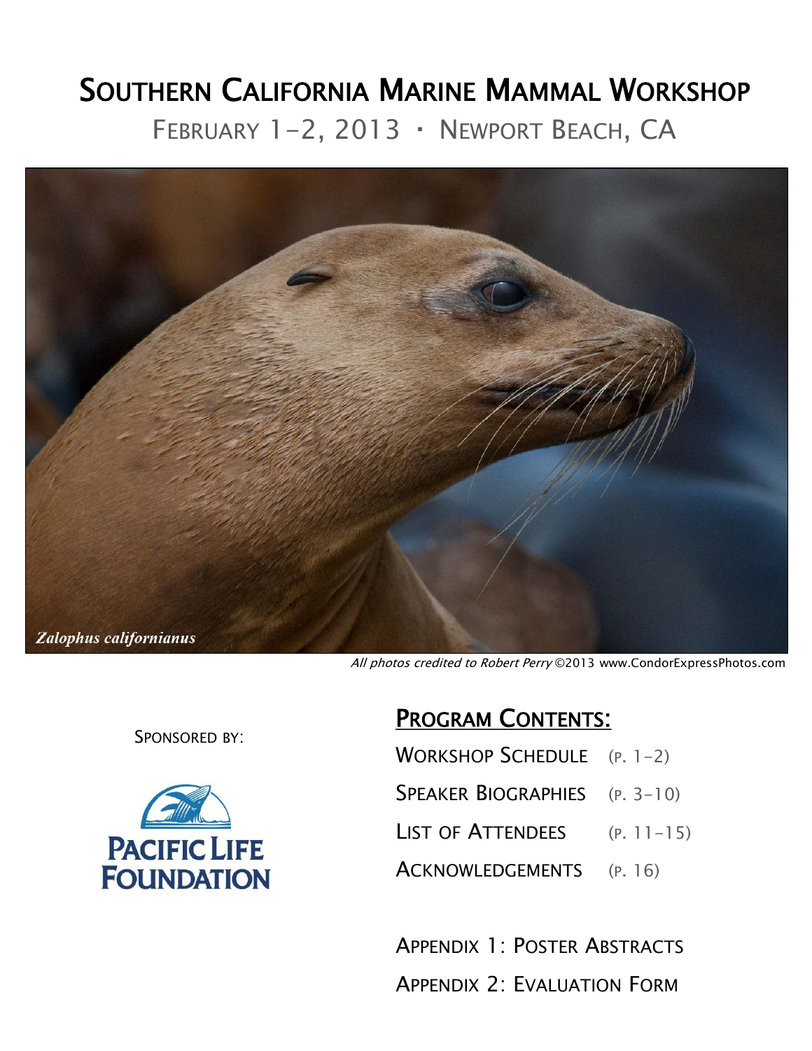# Southern California Marine Mammal Workshop

February 1–2, 2013 · Newport Beach, CA

*Zalophus californianus*

*All photos credited to Robert Perry* ©2013 www.CondorExpressPhotos.com

Sponsored by:

Pacific Life Foundation

## Program Contents:

| | |
|---|---|
| Workshop Schedule | (p. 1–2) |
| Speaker Biographies | (p. 3–10) |
| List of Attendees | (p. 11–15) |
| Acknowledgements | (p. 16) |

Appendix 1: Poster Abstracts

Appendix 2: Evaluation Form